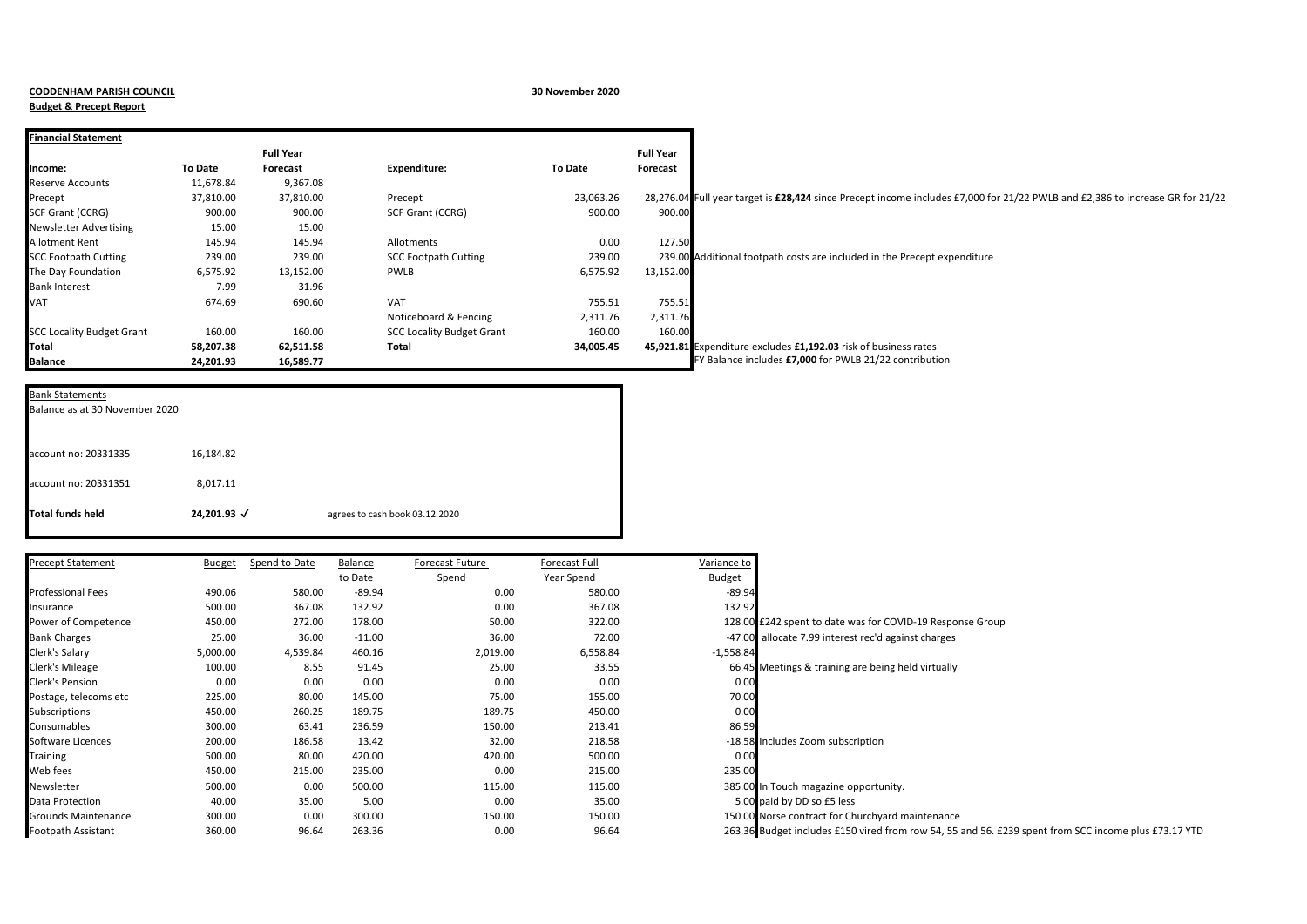**CODDENHAM PARISH COUNCIL**

**Budget & Precept Report**

**30 November 2020**

**Financial Statement**

| Income: | To Date | Full Year Forecast | Expenditure: | To Date | Full Year Forecast | |
|---|---|---|---|---|---|---|
| Reserve Accounts | 11,678.84 | 9,367.08 | | | | |
| Precept | 37,810.00 | 37,810.00 | Precept | 23,063.26 | 28,276.04 | Full year target is **£28,424** since Precept income includes £7,000 for 21/22 PWLB and £2,386 to increase GR for 21/22 |
| SCF Grant (CCRG) | 900.00 | 900.00 | SCF Grant (CCRG) | 900.00 | 900.00 | |
| Newsletter Advertising | 15.00 | 15.00 | | | | |
| Allotment Rent | 145.94 | 145.94 | Allotments | 0.00 | 127.50 | |
| SCC Footpath Cutting | 239.00 | 239.00 | SCC Footpath Cutting | 239.00 | 239.00 | Additional footpath costs are included in the Precept expenditure |
| The Day Foundation | 6,575.92 | 13,152.00 | PWLB | 6,575.92 | 13,152.00 | |
| Bank Interest | 7.99 | 31.96 | | | | |
| VAT | 674.69 | 690.60 | VAT | 755.51 | 755.51 | |
| | | | Noticeboard & Fencing | 2,311.76 | 2,311.76 | |
| SCC Locality Budget Grant | 160.00 | 160.00 | SCC Locality Budget Grant | 160.00 | 160.00 | |
| **Total** | **58,207.38** | **62,511.58** | **Total** | **34,005.45** | **45,921.81** | Expenditure excludes **£1,192.03** risk of business rates |
| **Balance** | **24,201.93** | **16,589.77** | | | | FY Balance includes **£7,000** for PWLB 21/22 contribution |

**Bank Statements**

Balance as at 30 November 2020

| | | |
|---|---|---|
| account no: 20331335 | 16,184.82 | |
| account no: 20331351 | 8,017.11 | |
| **Total funds held** | **24,201.93** ✓ | agrees to cash book 03.12.2020 |

| Precept Statement | Budget | Spend to Date | Balance to Date | Forecast Future Spend | Forecast Full Year Spend | Variance to Budget | |
|---|---|---|---|---|---|---|---|
| Professional Fees | 490.06 | 580.00 | -89.94 | 0.00 | 580.00 | -89.94 | |
| Insurance | 500.00 | 367.08 | 132.92 | 0.00 | 367.08 | 132.92 | |
| Power of Competence | 450.00 | 272.00 | 178.00 | 50.00 | 322.00 | 128.00 | £242 spent to date was for COVID-19 Response Group |
| Bank Charges | 25.00 | 36.00 | -11.00 | 36.00 | 72.00 | -47.00 | allocate 7.99 interest rec'd against charges |
| Clerk's Salary | 5,000.00 | 4,539.84 | 460.16 | 2,019.00 | 6,558.84 | -1,558.84 | |
| Clerk's Mileage | 100.00 | 8.55 | 91.45 | 25.00 | 33.55 | 66.45 | Meetings & training are being held virtually |
| Clerk's Pension | 0.00 | 0.00 | 0.00 | 0.00 | 0.00 | 0.00 | |
| Postage, telecoms etc | 225.00 | 80.00 | 145.00 | 75.00 | 155.00 | 70.00 | |
| Subscriptions | 450.00 | 260.25 | 189.75 | 189.75 | 450.00 | 0.00 | |
| Consumables | 300.00 | 63.41 | 236.59 | 150.00 | 213.41 | 86.59 | |
| Software Licences | 200.00 | 186.58 | 13.42 | 32.00 | 218.58 | -18.58 | Includes Zoom subscription |
| Training | 500.00 | 80.00 | 420.00 | 420.00 | 500.00 | 0.00 | |
| Web fees | 450.00 | 215.00 | 235.00 | 0.00 | 215.00 | 235.00 | |
| Newsletter | 500.00 | 0.00 | 500.00 | 115.00 | 115.00 | 385.00 | In Touch magazine opportunity. |
| Data Protection | 40.00 | 35.00 | 5.00 | 0.00 | 35.00 | 5.00 | paid by DD so £5 less |
| Grounds Maintenance | 300.00 | 0.00 | 300.00 | 150.00 | 150.00 | 150.00 | Norse contract for Churchyard maintenance |
| Footpath Assistant | 360.00 | 96.64 | 263.36 | 0.00 | 96.64 | 263.36 | Budget includes £150 vired from row 54, 55 and 56. £239 spent from SCC income plus £73.17 YTD |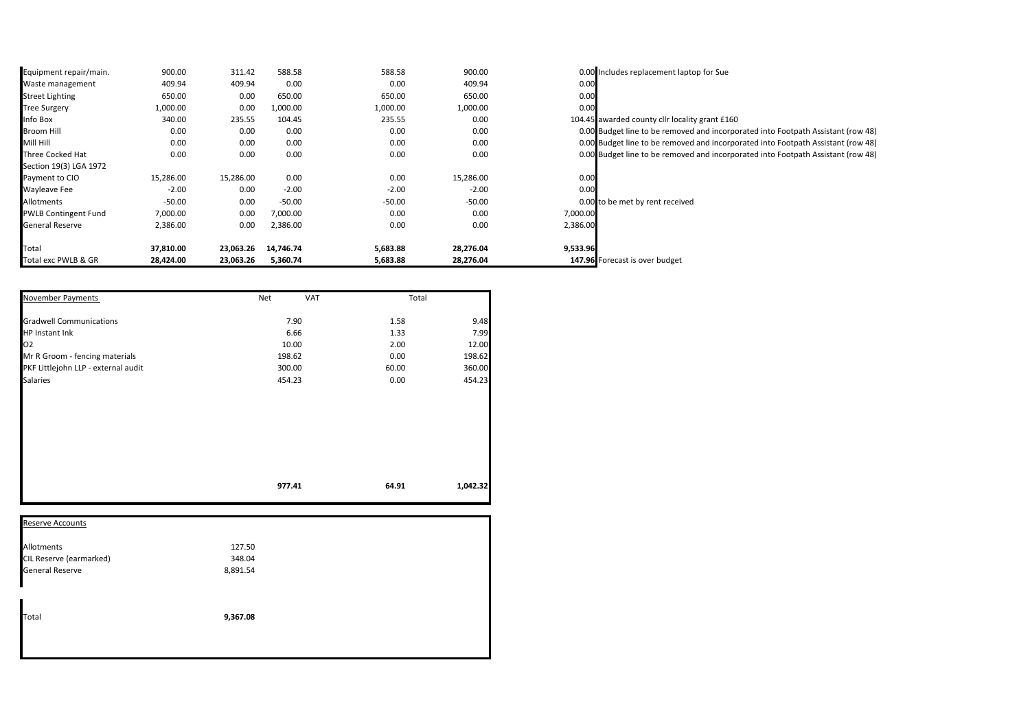| | | | | | | | |
|---|---|---|---|---|---|---|---|
| Equipment repair/main. | 900.00 | 311.42 | 588.58 | 588.58 | 900.00 | 0.00 | Includes replacement laptop for Sue |
| Waste management | 409.94 | 409.94 | 0.00 | 0.00 | 409.94 | 0.00 | |
| Street Lighting | 650.00 | 0.00 | 650.00 | 650.00 | 650.00 | 0.00 | |
| Tree Surgery | 1,000.00 | 0.00 | 1,000.00 | 1,000.00 | 1,000.00 | 0.00 | |
| Info Box | 340.00 | 235.55 | 104.45 | 235.55 | 0.00 | 104.45 | awarded county cllr locality grant £160 |
| Broom Hill | 0.00 | 0.00 | 0.00 | 0.00 | 0.00 | 0.00 | Budget line to be removed and incorporated into Footpath Assistant (row 48) |
| Mill Hill | 0.00 | 0.00 | 0.00 | 0.00 | 0.00 | 0.00 | Budget line to be removed and incorporated into Footpath Assistant (row 48) |
| Three Cocked Hat | 0.00 | 0.00 | 0.00 | 0.00 | 0.00 | 0.00 | Budget line to be removed and incorporated into Footpath Assistant (row 48) |
| Section 19(3) LGA 1972 | | | | | | | |
| Payment to CIO | 15,286.00 | 15,286.00 | 0.00 | 0.00 | 15,286.00 | 0.00 | |
| Wayleave Fee | -2.00 | 0.00 | -2.00 | -2.00 | -2.00 | 0.00 | |
| Allotments | -50.00 | 0.00 | -50.00 | -50.00 | -50.00 | 0.00 | to be met by rent received |
| PWLB Contingent Fund | 7,000.00 | 0.00 | 7,000.00 | 0.00 | 0.00 | 7,000.00 | |
| General Reserve | 2,386.00 | 0.00 | 2,386.00 | 0.00 | 0.00 | 2,386.00 | |
| Total | **37,810.00** | **23,063.26** | **14,746.74** | **5,683.88** | **28,276.04** | **9,533.96** | |
| Total exc PWLB & GR | **28,424.00** | **23,063.26** | **5,360.74** | **5,683.88** | **28,276.04** | **147.96** | Forecast is over budget |

| November Payments | Net | VAT | Total |
|---|---|---|---|
| Gradwell Communications | 7.90 | 1.58 | 9.48 |
| HP Instant Ink | 6.66 | 1.33 | 7.99 |
| O2 | 10.00 | 2.00 | 12.00 |
| Mr R Groom - fencing materials | 198.62 | 0.00 | 198.62 |
| PKF Littlejohn LLP - external audit | 300.00 | 60.00 | 360.00 |
| Salaries | 454.23 | 0.00 | 454.23 |
| | **977.41** | **64.91** | **1,042.32** |

| Reserve Accounts | |
|---|---|
| Allotments | 127.50 |
| CIL Reserve (earmarked) | 348.04 |
| General Reserve | 8,891.54 |
| Total | **9,367.08** |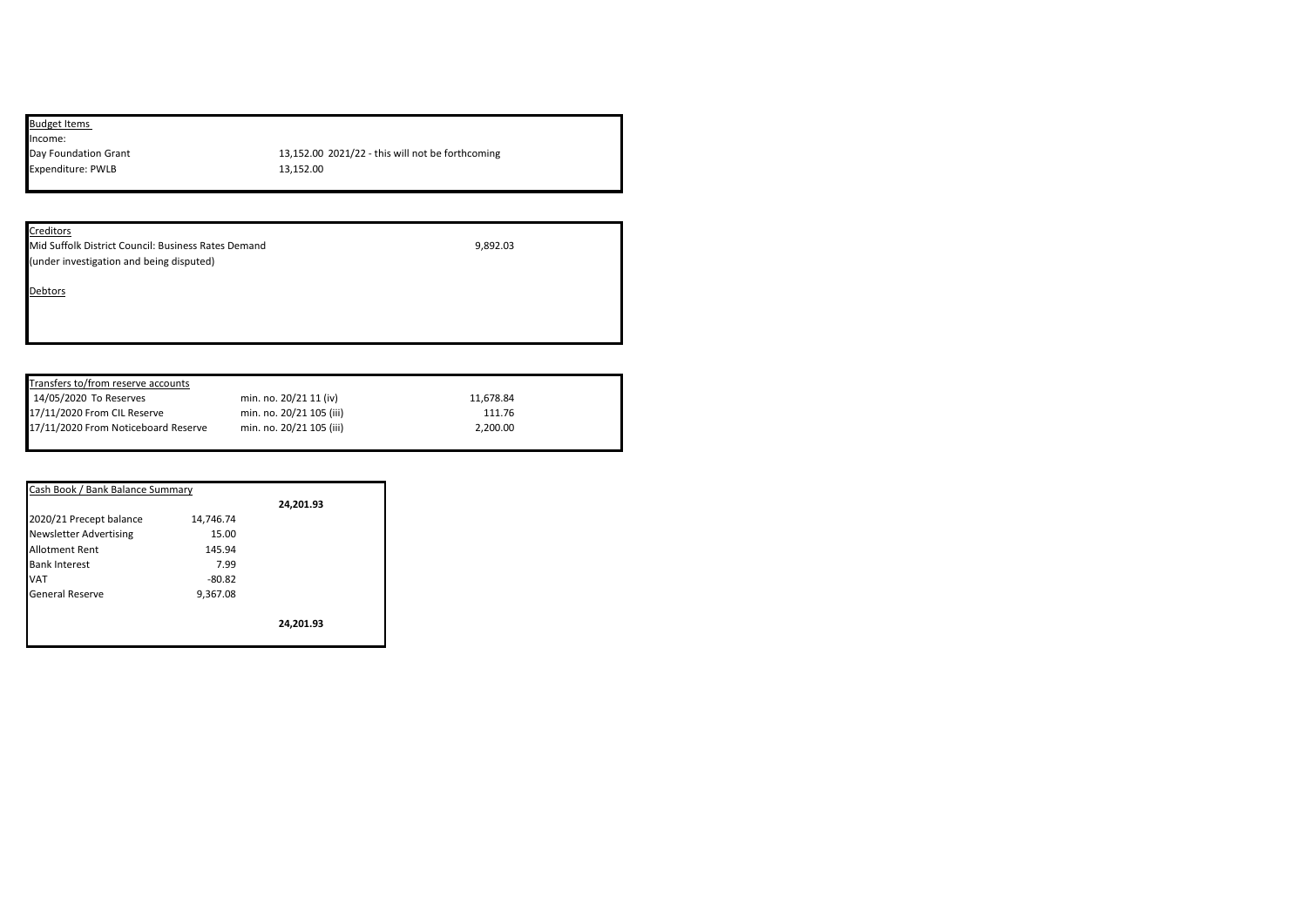| Budget Items | | |
| --- | --- | --- |
| Income: | | |
| Day Foundation Grant | 13,152.00 | 2021/22 - this will not be forthcoming |
| Expenditure: PWLB | 13,152.00 | |

| Creditors | |
| --- | --- |
| Mid Suffolk District Council: Business Rates Demand (under investigation and being disputed) | 9,892.03 |
| **Debtors** | |

| Transfers to/from reserve accounts | | |
| --- | --- | --- |
| 14/05/2020 To Reserves | min. no. 20/21 11 (iv) | 11,678.84 |
| 17/11/2020 From CIL Reserve | min. no. 20/21 105 (iii) | 111.76 |
| 17/11/2020 From Noticeboard Reserve | min. no. 20/21 105 (iii) | 2,200.00 |

| Cash Book / Bank Balance Summary | | |
| --- | --- | --- |
| | | **24,201.93** |
| 2020/21 Precept balance | 14,746.74 | |
| Newsletter Advertising | 15.00 | |
| Allotment Rent | 145.94 | |
| Bank Interest | 7.99 | |
| VAT | -80.82 | |
| General Reserve | 9,367.08 | |
| | | **24,201.93** |